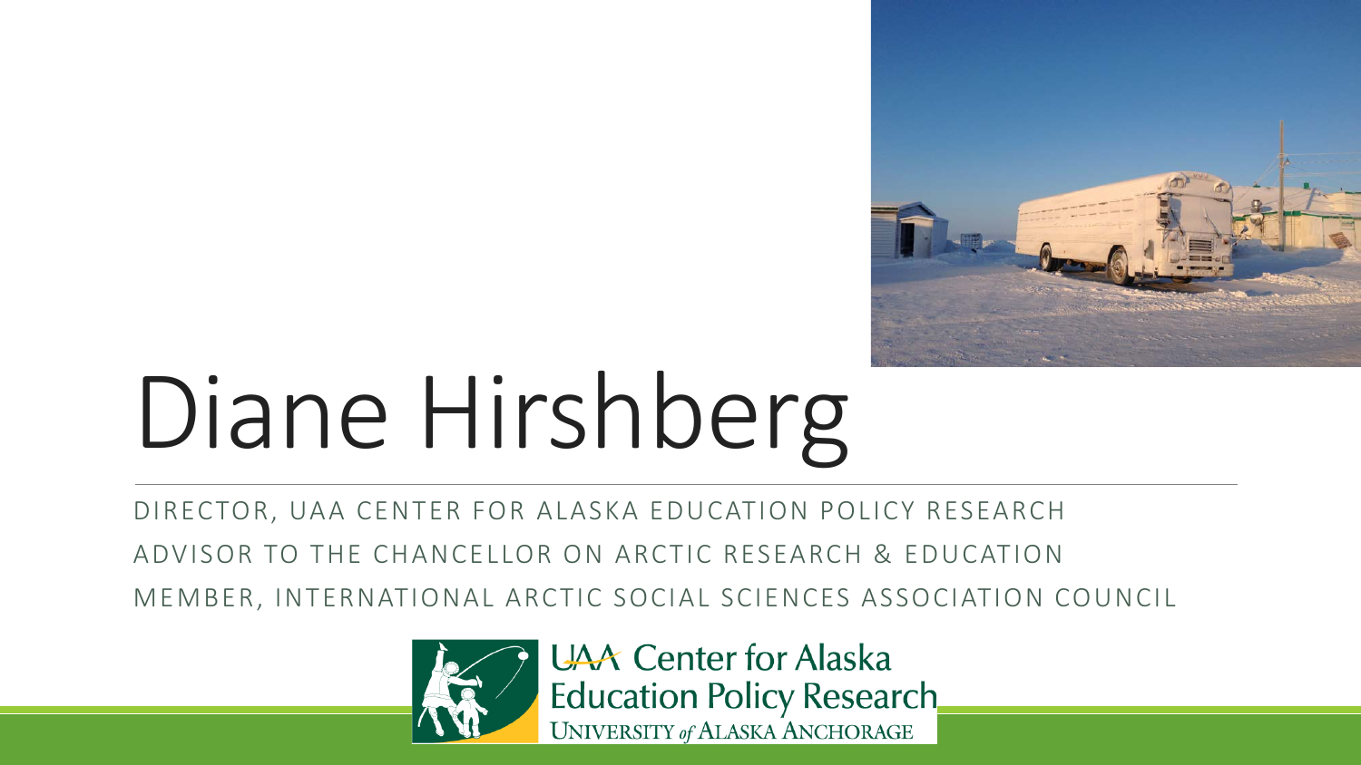# Diane Hirshberg

DIRECTOR, UAA CENTER FOR ALASKA EDUCATION POLICY RESEARCH

ADVISOR TO THE CHANCELLOR ON ARCTIC RESEARCH & EDUCATION

MEMBER, INTERNATIONAL ARCTIC SOCIAL SCIENCES ASSOCIATION COUNCIL

UAA Center for Alaska Education Policy Research
UNIVERSITY of ALASKA ANCHORAGE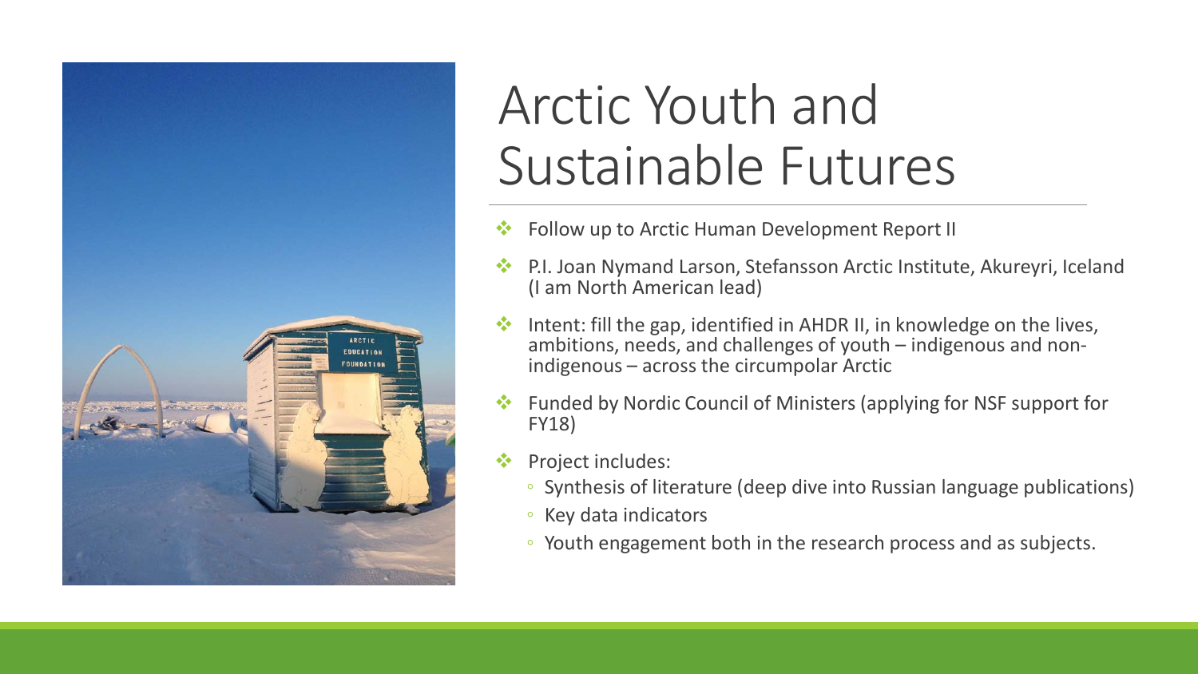# Arctic Youth and Sustainable Futures

- Follow up to Arctic Human Development Report II
- P.I. Joan Nymand Larson, Stefansson Arctic Institute, Akureyri, Iceland (I am North American lead)
- Intent: fill the gap, identified in AHDR II, in knowledge on the lives, ambitions, needs, and challenges of youth – indigenous and non-indigenous – across the circumpolar Arctic
- Funded by Nordic Council of Ministers (applying for NSF support for FY18)
- Project includes:
  - Synthesis of literature (deep dive into Russian language publications)
  - Key data indicators
  - Youth engagement both in the research process and as subjects.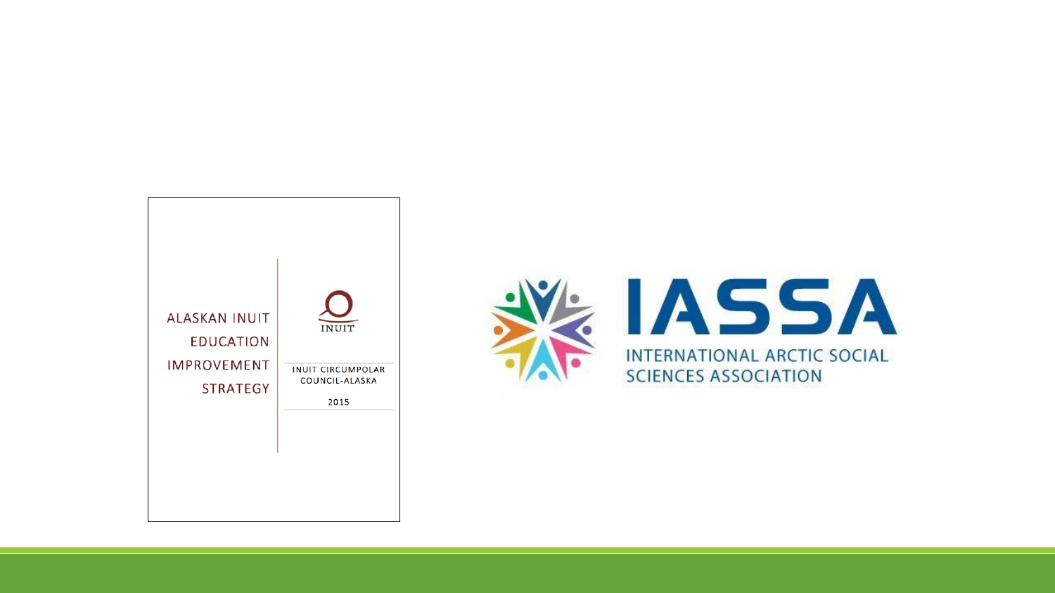ALASKAN INUIT EDUCATION IMPROVEMENT STRATEGY

INUIT

INUIT CIRCUMPOLAR COUNCIL-ALASKA

2015

IASSA

INTERNATIONAL ARCTIC SOCIAL SCIENCES ASSOCIATION